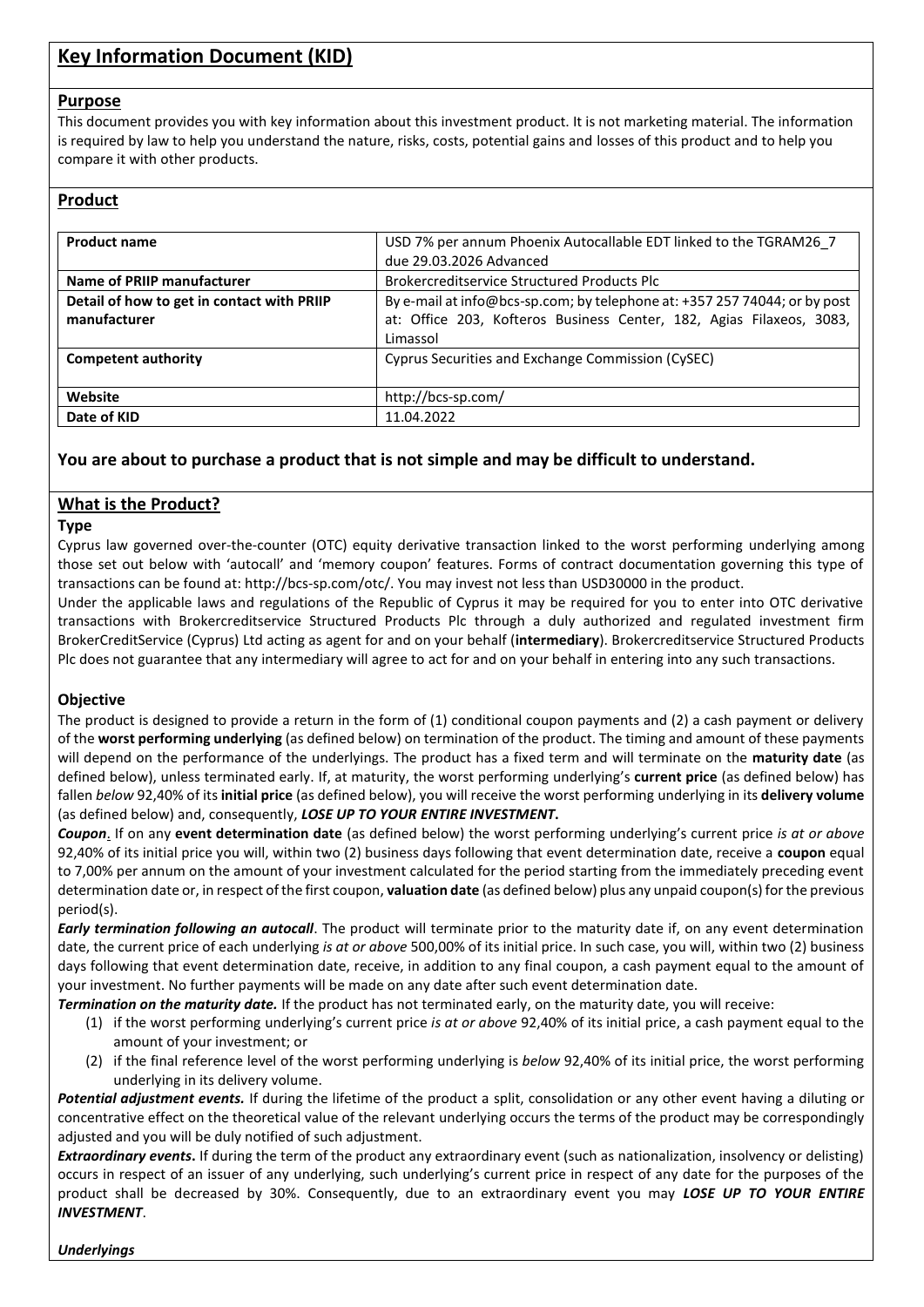# Key Information Document (KID)

## Purpose

This document provides you with key information about this investment product. It is not marketing material. The information is required by law to help you understand the nature, risks, costs, potential gains and losses of this product and to help you compare it with other products.

## Product

| **Product name** | USD 7% per annum Phoenix Autocallable EDT linked to the TGRAM26_7 due 29.03.2026 Advanced |
| --- | --- |
| **Name of PRIIP manufacturer** | Brokercreditservice Structured Products Plc |
| **Detail of how to get in contact with PRIIP manufacturer** | By e-mail at info@bcs-sp.com; by telephone at: +357 257 74044; or by post at: Office 203, Kofteros Business Center, 182, Agias Filaxeos, 3083, Limassol |
| **Competent authority** | Cyprus Securities and Exchange Commission (CySEC) |
| **Website** | http://bcs-sp.com/ |
| **Date of KID** | 11.04.2022 |

**You are about to purchase a product that is not simple and may be difficult to understand.**

## What is the Product?

### Type

Cyprus law governed over-the-counter (OTC) equity derivative transaction linked to the worst performing underlying among those set out below with 'autocall' and 'memory coupon' features. Forms of contract documentation governing this type of transactions can be found at: http://bcs-sp.com/otc/. You may invest not less than USD30000 in the product.

Under the applicable laws and regulations of the Republic of Cyprus it may be required for you to enter into OTC derivative transactions with Brokercreditservice Structured Products Plc through a duly authorized and regulated investment firm BrokerCreditService (Cyprus) Ltd acting as agent for and on your behalf (**intermediary**). Brokercreditservice Structured Products Plc does not guarantee that any intermediary will agree to act for and on your behalf in entering into any such transactions.

### Objective

The product is designed to provide a return in the form of (1) conditional coupon payments and (2) a cash payment or delivery of the **worst performing underlying** (as defined below) on termination of the product. The timing and amount of these payments will depend on the performance of the underlyings. The product has a fixed term and will terminate on the **maturity date** (as defined below), unless terminated early. If, at maturity, the worst performing underlying's **current price** (as defined below) has fallen *below* 92,40% of its **initial price** (as defined below), you will receive the worst performing underlying in its **delivery volume** (as defined below) and, consequently, ***LOSE UP TO YOUR ENTIRE INVESTMENT***.

***Coupon***. If on any **event determination date** (as defined below) the worst performing underlying's current price *is at or above* 92,40% of its initial price you will, within two (2) business days following that event determination date, receive a **coupon** equal to 7,00% per annum on the amount of your investment calculated for the period starting from the immediately preceding event determination date or, in respect of the first coupon, **valuation date** (as defined below) plus any unpaid coupon(s) for the previous period(s).

***Early termination following an autocall***. The product will terminate prior to the maturity date if, on any event determination date, the current price of each underlying *is at or above* 500,00% of its initial price. In such case, you will, within two (2) business days following that event determination date, receive, in addition to any final coupon, a cash payment equal to the amount of your investment. No further payments will be made on any date after such event determination date.

***Termination on the maturity date.*** If the product has not terminated early, on the maturity date, you will receive:

1. if the worst performing underlying's current price *is at or above* 92,40% of its initial price, a cash payment equal to the amount of your investment; or
2. if the final reference level of the worst performing underlying is *below* 92,40% of its initial price, the worst performing underlying in its delivery volume.

***Potential adjustment events.*** If during the lifetime of the product a split, consolidation or any other event having a diluting or concentrative effect on the theoretical value of the relevant underlying occurs the terms of the product may be correspondingly adjusted and you will be duly notified of such adjustment.

***Extraordinary events***. If during the term of the product any extraordinary event (such as nationalization, insolvency or delisting) occurs in respect of an issuer of any underlying, such underlying's current price in respect of any date for the purposes of the product shall be decreased by 30%. Consequently, due to an extraordinary event you may ***LOSE UP TO YOUR ENTIRE INVESTMENT***.

***Underlyings***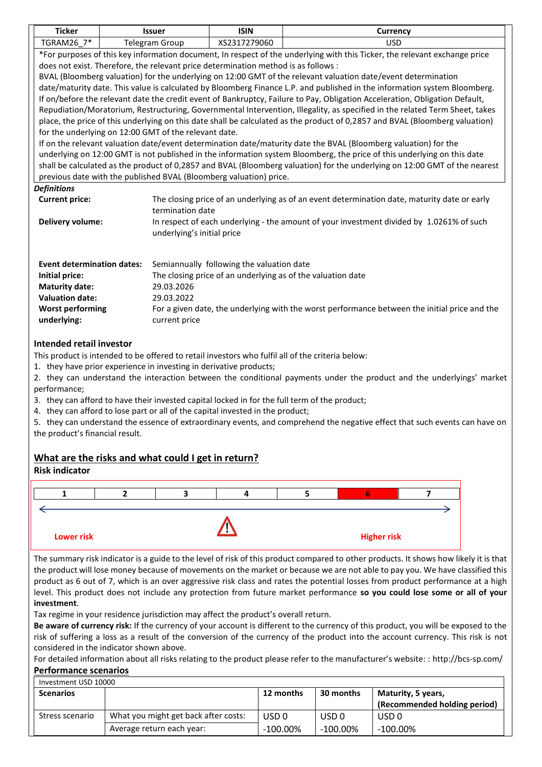| Ticker | Issuer | ISIN | Currency |
|---|---|---|---|
| TGRAM26_7* | Telegram Group | XS2317279060 | USD |

*For purposes of this key information document, In respect of the underlying with this Ticker, the relevant exchange price does not exist. Therefore, the relevant price determination method is as follows :
BVAL (Bloomberg valuation) for the underlying on 12:00 GMT of the relevant valuation date/event determination date/maturity date. This value is calculated by Bloomberg Finance L.P. and published in the information system Bloomberg. If on/before the relevant date the credit event of Bankruptcy, Failure to Pay, Obligation Acceleration, Obligation Default, Repudiation/Moratorium, Restructuring, Governmental Intervention, Illegality, as specified in the related Term Sheet, takes place, the price of this underlying on this date shall be calculated as the product of 0,2857 and BVAL (Bloomberg valuation) for the underlying on 12:00 GMT of the relevant date.
If on the relevant valuation date/event determination date/maturity date the BVAL (Bloomberg valuation) for the underlying on 12:00 GMT is not published in the information system Bloomberg, the price of this underlying on this date shall be calculated as the product of 0,2857 and BVAL (Bloomberg valuation) for the underlying on 12:00 GMT of the nearest previous date with the published BVAL (Bloomberg valuation) price.

***Definitions***

| | |
|---|---|
| **Current price:** | The closing price of an underlying as of an event determination date, maturity date or early termination date |
| **Delivery volume:** | In respect of each underlying - the amount of your investment divided by 1.0261% of such underlying's initial price |
| **Event determination dates:** | Semiannually following the valuation date |
| **Initial price:** | The closing price of an underlying as of the valuation date |
| **Maturity date:** | 29.03.2026 |
| **Valuation date:** | 29.03.2022 |
| **Worst performing underlying:** | For a given date, the underlying with the worst performance between the initial price and the current price |

### Intended retail investor

This product is intended to be offered to retail investors who fulfil all of the criteria below:
1. they have prior experience in investing in derivative products;
2. they can understand the interaction between the conditional payments under the product and the underlyings' market performance;
3. they can afford to have their invested capital locked in for the full term of the product;
4. they can afford to lose part or all of the capital invested in the product;
5. they can understand the essence of extraordinary events, and comprehend the negative effect that such events can have on the product's financial result.

## What are the risks and what could I get in return?

### Risk indicator

| 1 | 2 | 3 | 4 | 5 | **6** | 7 |
|---|---|---|---|---|---|---|

Lower risk ⚠ Higher risk

The summary risk indicator is a guide to the level of risk of this product compared to other products. It shows how likely it is that the product will lose money because of movements on the market or because we are not able to pay you. We have classified this product as 6 out of 7, which is an over aggressive risk class and rates the potential losses from product performance at a high level. This product does not include any protection from future market performance **so you could lose some or all of your investment**.

Tax regime in your residence jurisdiction may affect the product's overall return.

**Be aware of currency risk:** If the currency of your account is different to the currency of this product, you will be exposed to the risk of suffering a loss as a result of the conversion of the currency of the product into the account currency. This risk is not considered in the indicator shown above.

For detailed information about all risks relating to the product please refer to the manufacturer's website: : http://bcs-sp.com/

### Performance scenarios

| Investment USD 10000 | | | | |
|---|---|---|---|---|
| **Scenarios** | | **12 months** | **30 months** | **Maturity, 5 years, (Recommended holding period)** |
| Stress scenario | What you might get back after costs: | USD 0 | USD 0 | USD 0 |
| | Average return each year: | -100.00% | -100.00% | -100.00% |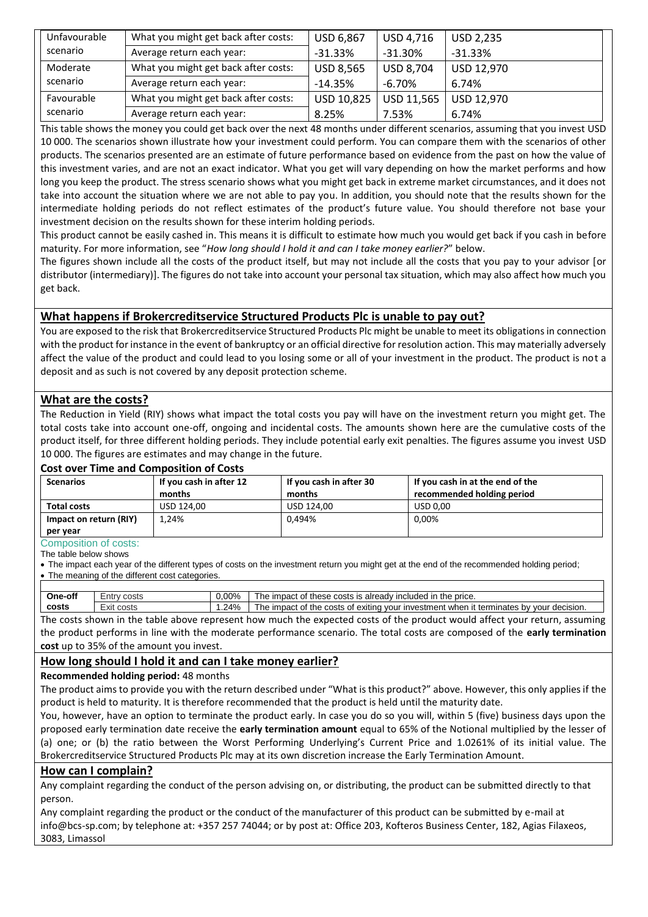| | | | | |
|---|---|---|---|---|
| Unfavourable scenario | What you might get back after costs: | USD 6,867 | USD 4,716 | USD 2,235 |
| | Average return each year: | -31.33% | -31.30% | -31.33% |
| Moderate scenario | What you might get back after costs: | USD 8,565 | USD 8,704 | USD 12,970 |
| | Average return each year: | -14.35% | -6.70% | 6.74% |
| Favourable scenario | What you might get back after costs: | USD 10,825 | USD 11,565 | USD 12,970 |
| | Average return each year: | 8.25% | 7.53% | 6.74% |

This table shows the money you could get back over the next 48 months under different scenarios, assuming that you invest USD 10 000. The scenarios shown illustrate how your investment could perform. You can compare them with the scenarios of other products. The scenarios presented are an estimate of future performance based on evidence from the past on how the value of this investment varies, and are not an exact indicator. What you get will vary depending on how the market performs and how long you keep the product. The stress scenario shows what you might get back in extreme market circumstances, and it does not take into account the situation where we are not able to pay you. In addition, you should note that the results shown for the intermediate holding periods do not reflect estimates of the product's future value. You should therefore not base your investment decision on the results shown for these interim holding periods.

This product cannot be easily cashed in. This means it is difficult to estimate how much you would get back if you cash in before maturity. For more information, see "*How long should I hold it and can I take money earlier?*" below.

The figures shown include all the costs of the product itself, but may not include all the costs that you pay to your advisor [or distributor (intermediary)]. The figures do not take into account your personal tax situation, which may also affect how much you get back.

## What happens if Brokercreditservice Structured Products Plc is unable to pay out?

You are exposed to the risk that Brokercreditservice Structured Products Plc might be unable to meet its obligations in connection with the product for instance in the event of bankruptcy or an official directive for resolution action. This may materially adversely affect the value of the product and could lead to you losing some or all of your investment in the product. The product is not a deposit and as such is not covered by any deposit protection scheme.

## What are the costs?

The Reduction in Yield (RIY) shows what impact the total costs you pay will have on the investment return you might get. The total costs take into account one-off, ongoing and incidental costs. The amounts shown here are the cumulative costs of the product itself, for three different holding periods. They include potential early exit penalties. The figures assume you invest USD 10 000. The figures are estimates and may change in the future.

**Cost over Time and Composition of Costs**

| Scenarios | If you cash in after 12 months | If you cash in after 30 months | If you cash in at the end of the recommended holding period |
|---|---|---|---|
| **Total costs** | USD 124,00 | USD 124,00 | USD 0,00 |
| **Impact on return (RIY) per year** | 1,24% | 0,494% | 0,00% |

Composition of costs:

The table below shows

- The impact each year of the different types of costs on the investment return you might get at the end of the recommended holding period;
- The meaning of the different cost categories.

| | | | |
|---|---|---|---|
| **One-off costs** | Entry costs | 0,00% | The impact of these costs is already included in the price. |
| | Exit costs | 1.24% | The impact of the costs of exiting your investment when it terminates by your decision. |

The costs shown in the table above represent how much the expected costs of the product would affect your return, assuming the product performs in line with the moderate performance scenario. The total costs are composed of the **early termination cost** up to 35% of the amount you invest.

## How long should I hold it and can I take money earlier?

**Recommended holding period:** 48 months

The product aims to provide you with the return described under "What is this product?" above. However, this only applies if the product is held to maturity. It is therefore recommended that the product is held until the maturity date.

You, however, have an option to terminate the product early. In case you do so you will, within 5 (five) business days upon the proposed early termination date receive the **early termination amount** equal to 65% of the Notional multiplied by the lesser of (a) one; or (b) the ratio between the Worst Performing Underlying's Current Price and 1.0261% of its initial value. The Brokercreditservice Structured Products Plc may at its own discretion increase the Early Termination Amount.

## How can I complain?

Any complaint regarding the conduct of the person advising on, or distributing, the product can be submitted directly to that person.

Any complaint regarding the product or the conduct of the manufacturer of this product can be submitted by e-mail at info@bcs-sp.com; by telephone at: +357 257 74044; or by post at: Office 203, Kofteros Business Center, 182, Agias Filaxeos, 3083, Limassol